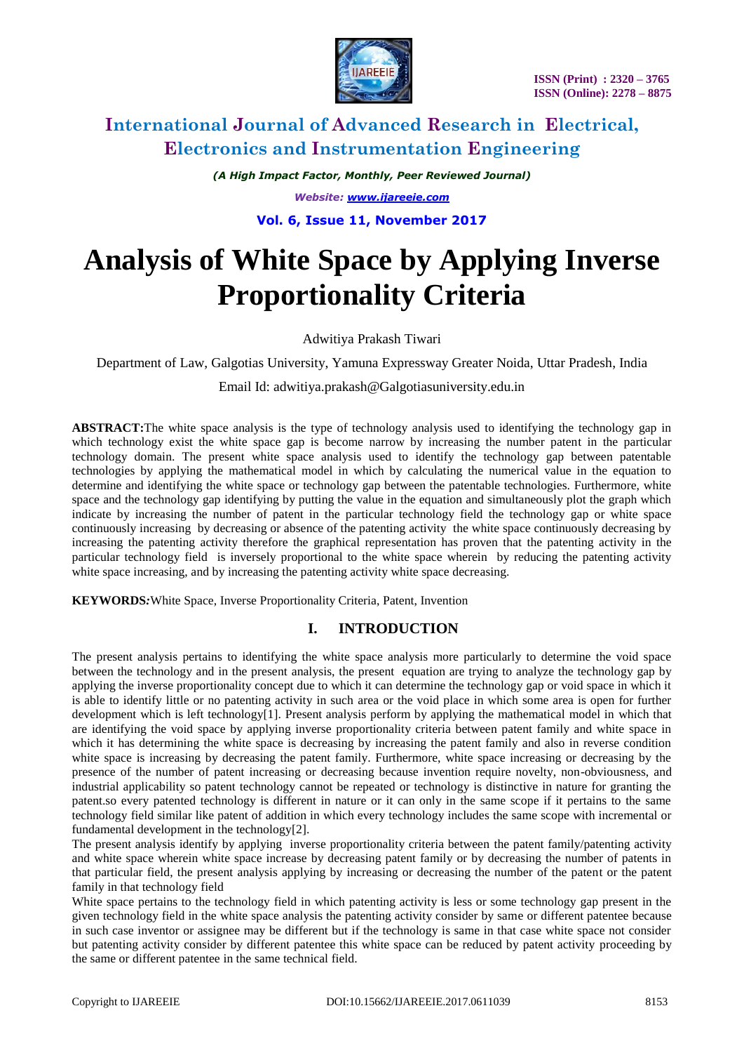# Analysis of White Space by Applying Inverse Proportionality Criteria

Adwitiya Prakash Tiwari

Department of Law, Galgotias University, Yamuna Expressway Greater Noida, Uttar Pradesh, India

Email Id: adwitiya.prakash@Galgotiasuniversity.edu.in

**ABSTRACT:**The white space analysis is the type of technology analysis used to identifying the technology gap in which technology exist the white space gap is become narrow by increasing the number patent in the particular technology domain. The present white space analysis used to identify the technology gap between patentable technologies by applying the mathematical model in which by calculating the numerical value in the equation to determine and identifying the white space or technology gap between the patentable technologies. Furthermore, white space and the technology gap identifying by putting the value in the equation and simultaneously plot the graph which indicate by increasing the number of patent in the particular technology field the technology gap or white space continuously increasing by decreasing or absence of the patenting activity the white space continuously decreasing by increasing the patenting activity therefore the graphical representation has proven that the patenting activity in the particular technology field is inversely proportional to the white space wherein by reducing the patenting activity white space increasing, and by increasing the patenting activity white space decreasing.

**KEYWORDS:** White Space, Inverse Proportionality Criteria, Patent, Invention

## I. INTRODUCTION

The present analysis pertains to identifying the white space analysis more particularly to determine the void space between the technology and in the present analysis, the present equation are trying to analyze the technology gap by applying the inverse proportionality concept due to which it can determine the technology gap or void space in which it is able to identify little or no patenting activity in such area or the void place in which some area is open for further development which is left technology[1]. Present analysis perform by applying the mathematical model in which that are identifying the void space by applying inverse proportionality criteria between patent family and white space in which it has determining the white space is decreasing by increasing the patent family and also in reverse condition white space is increasing by decreasing the patent family. Furthermore, white space increasing or decreasing by the presence of the number of patent increasing or decreasing because invention require novelty, non-obviousness, and industrial applicability so patent technology cannot be repeated or technology is distinctive in nature for granting the patent.so every patented technology is different in nature or it can only in the same scope if it pertains to the same technology field similar like patent of addition in which every technology includes the same scope with incremental or fundamental development in the technology[2].

The present analysis identify by applying inverse proportionality criteria between the patent family/patenting activity and white space wherein white space increase by decreasing patent family or by decreasing the number of patents in that particular field, the present analysis applying by increasing or decreasing the number of the patent or the patent family in that technology field

White space pertains to the technology field in which patenting activity is less or some technology gap present in the given technology field in the white space analysis the patenting activity consider by same or different patentee because in such case inventor or assignee may be different but if the technology is same in that case white space not consider but patenting activity consider by different patentee this white space can be reduced by patent activity proceeding by the same or different patentee in the same technical field.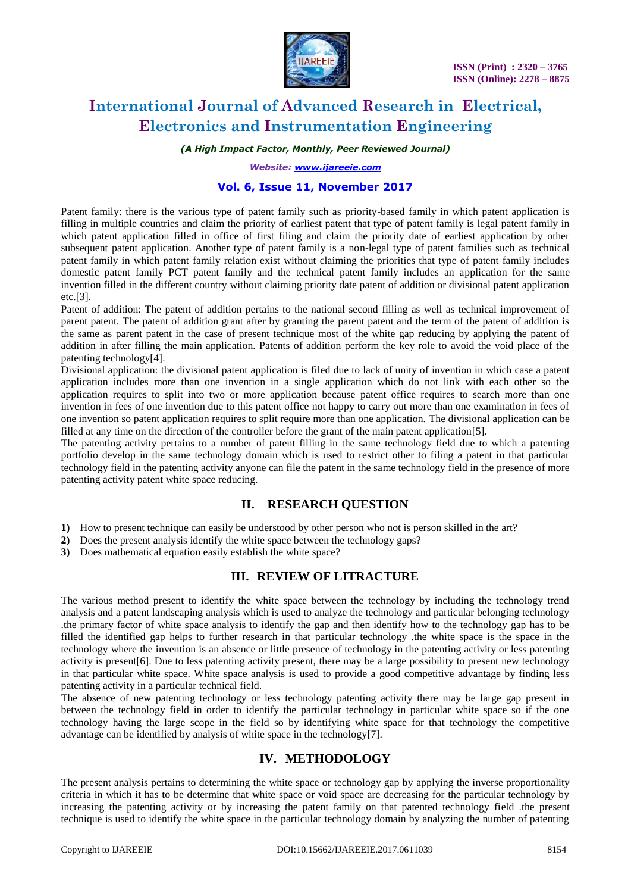Patent family: there is the various type of patent family such as priority-based family in which patent application is filling in multiple countries and claim the priority of earliest patent that type of patent family is legal patent family in which patent application filled in office of first filing and claim the priority date of earliest application by other subsequent patent application. Another type of patent family is a non-legal type of patent families such as technical patent family in which patent family relation exist without claiming the priorities that type of patent family includes domestic patent family PCT patent family and the technical patent family includes an application for the same invention filled in the different country without claiming priority date patent of addition or divisional patent application etc.[3].

Patent of addition: The patent of addition pertains to the national second filling as well as technical improvement of parent patent. The patent of addition grant after by granting the parent patent and the term of the patent of addition is the same as parent patent in the case of present technique most of the white gap reducing by applying the patent of addition in after filling the main application. Patents of addition perform the key role to avoid the void place of the patenting technology[4].

Divisional application: the divisional patent application is filed due to lack of unity of invention in which case a patent application includes more than one invention in a single application which do not link with each other so the application requires to split into two or more application because patent office requires to search more than one invention in fees of one invention due to this patent office not happy to carry out more than one examination in fees of one invention so patent application requires to split require more than one application. The divisional application can be filled at any time on the direction of the controller before the grant of the main patent application[5].

The patenting activity pertains to a number of patent filling in the same technology field due to which a patenting portfolio develop in the same technology domain which is used to restrict other to filing a patent in that particular technology field in the patenting activity anyone can file the patent in the same technology field in the presence of more patenting activity patent white space reducing.

## II. RESEARCH QUESTION

1) How to present technique can easily be understood by other person who not is person skilled in the art?
2) Does the present analysis identify the white space between the technology gaps?
3) Does mathematical equation easily establish the white space?

## III. REVIEW OF LITRACTURE

The various method present to identify the white space between the technology by including the technology trend analysis and a patent landscaping analysis which is used to analyze the technology and particular belonging technology .the primary factor of white space analysis to identify the gap and then identify how to the technology gap has to be filled the identified gap helps to further research in that particular technology .the white space is the space in the technology where the invention is an absence or little presence of technology in the patenting activity or less patenting activity is present[6]. Due to less patenting activity present, there may be a large possibility to present new technology in that particular white space. White space analysis is used to provide a good competitive advantage by finding less patenting activity in a particular technical field.

The absence of new patenting technology or less technology patenting activity there may be large gap present in between the technology field in order to identify the particular technology in particular white space so if the one technology having the large scope in the field so by identifying white space for that technology the competitive advantage can be identified by analysis of white space in the technology[7].

## IV. METHODOLOGY

The present analysis pertains to determining the white space or technology gap by applying the inverse proportionality criteria in which it has to be determine that white space or void space are decreasing for the particular technology by increasing the patenting activity or by increasing the patent family on that patented technology field .the present technique is used to identify the white space in the particular technology domain by analyzing the number of patenting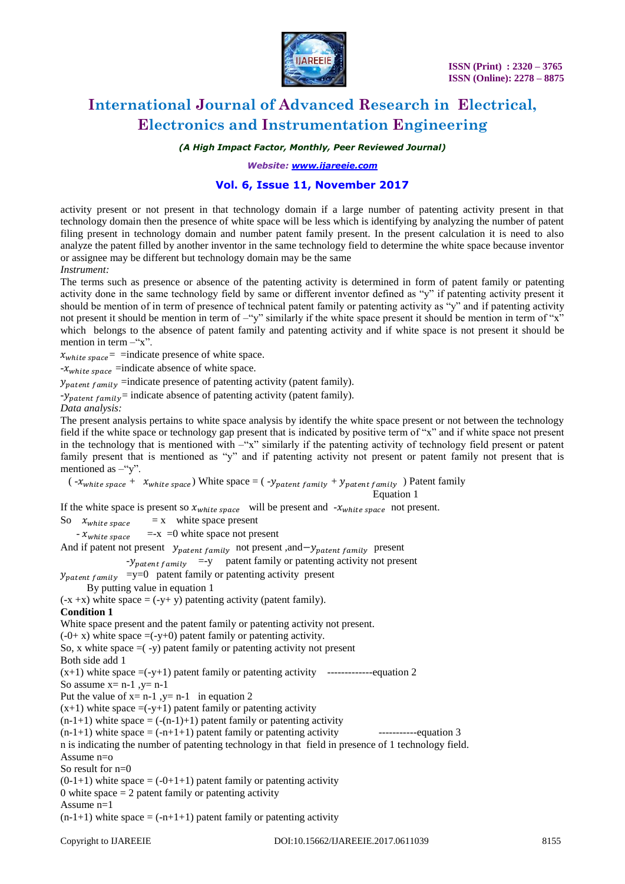activity present or not present in that technology domain if a large number of patenting activity present in that technology domain then the presence of white space will be less which is identifying by analyzing the number of patent filing present in technology domain and number patent family present. In the present calculation it is need to also analyze the patent filled by another inventor in the same technology field to determine the white space because inventor or assignee may be different but technology domain may be the same

*Instrument:*

The terms such as presence or absence of the patenting activity is determined in form of patent family or patenting activity done in the same technology field by same or different inventor defined as "y" if patenting activity present it should be mention of in term of presence of technical patent family or patenting activity as "y" and if patenting activity not present it should be mention in term of –"y" similarly if the white space present it should be mention in term of "x" which belongs to the absence of patent family and patenting activity and if white space is not present it should be mention in term –"x".

$x_{white\ space}$= =indicate presence of white space.

-$x_{white\ space}$ =indicate absence of white space.

$y_{patent\ family}$ =indicate presence of patenting activity (patent family).

-$y_{patent\ family}$= indicate absence of patenting activity (patent family).

*Data analysis:*

The present analysis pertains to white space analysis by identify the white space present or not between the technology field if the white space or technology gap present that is indicated by positive term of "x" and if white space not present in the technology that is mentioned with –"x" similarly if the patenting activity of technology field present or patent family present that is mentioned as "y" and if patenting activity not present or patent family not present that is mentioned as –"y".

( $-x_{white\ space}$ + $x_{white\ space}$ ) White space = ( $-y_{patent\ family}$ + $y_{patent\ family}$ ) Patent family
Equation 1

If the white space is present so $x_{white\ space}$ will be present and $-x_{white\ space}$ not present.

So $x_{white\ space}$ = x white space present

- $x_{white\ space}$ =-x =0 white space not present

And if patent not present $y_{patent\ family}$ not present ,and$-y_{patent\ family}$ present

-$y_{patent\ family}$ =-y patent family or patenting activity not present

$y_{patent\ family}$ =y=0 patent family or patenting activity present

By putting value in equation 1

(-x +x) white space = (-y+ y) patenting activity (patent family).

**Condition 1**

White space present and the patent family or patenting activity not present.

(-0+ x) white space =(-y+0) patent family or patenting activity.

So, x white space =( -y) patent family or patenting activity not present

Both side add 1

(x+1) white space =(-y+1) patent family or patenting activity -------------equation 2

So assume x= n-1 ,y= n-1

Put the value of x= n-1 ,y= n-1 in equation 2

(x+1) white space =(-y+1) patent family or patenting activity

(n-1+1) white space = (-(n-1)+1) patent family or patenting activity

(n-1+1) white space = (-n+1+1) patent family or patenting activity -----------equation 3

n is indicating the number of patenting technology in that field in presence of 1 technology field.

Assume n=o

So result for n=0

(0-1+1) white space = (-0+1+1) patent family or patenting activity

0 white space = 2 patent family or patenting activity

Assume n=1

(n-1+1) white space = (-n+1+1) patent family or patenting activity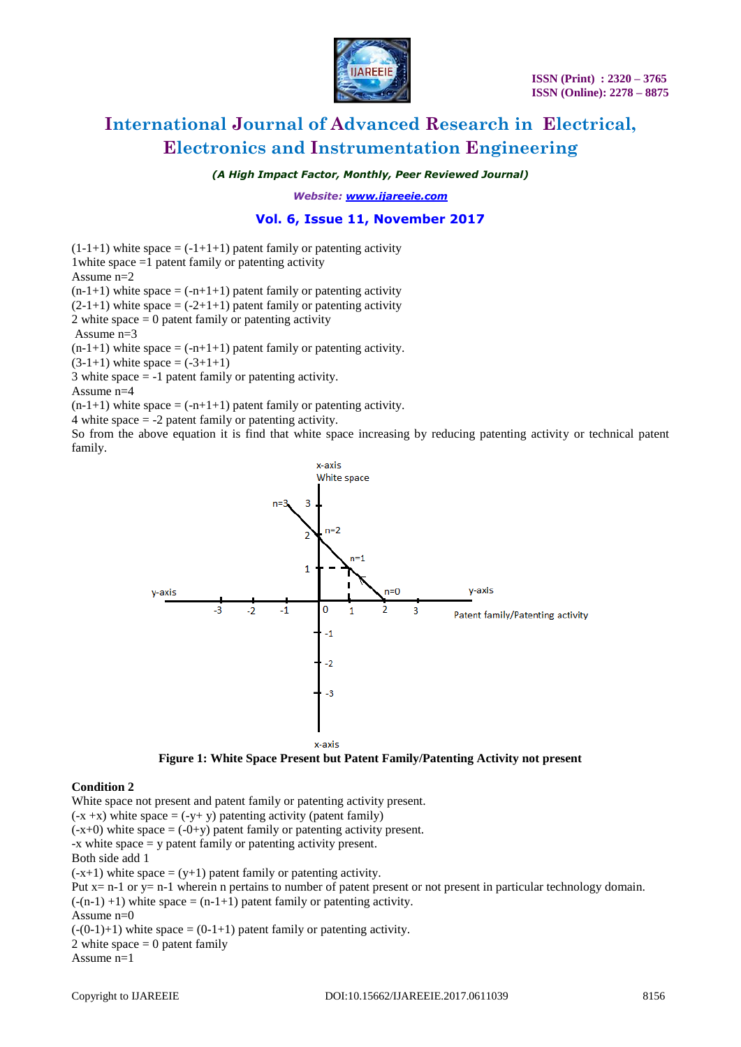(1-1+1) white space = (-1+1+1) patent family or patenting activity
1white space =1 patent family or patenting activity
Assume n=2
(n-1+1) white space = (-n+1+1) patent family or patenting activity
(2-1+1) white space = (-2+1+1) patent family or patenting activity
2 white space = 0 patent family or patenting activity
Assume n=3
(n-1+1) white space = (-n+1+1) patent family or patenting activity.
(3-1+1) white space = (-3+1+1)
3 white space = -1 patent family or patenting activity.
Assume n=4
(n-1+1) white space = (-n+1+1) patent family or patenting activity.
4 white space = -2 patent family or patenting activity.
So from the above equation it is find that white space increasing by reducing patenting activity or technical patent family.

**Figure 1: White Space Present but Patent Family/Patenting Activity not present**

**Condition 2**
White space not present and patent family or patenting activity present.
(-x +x) white space = (-y+ y) patenting activity (patent family)
(-x+0) white space = (-0+y) patent family or patenting activity present.
-x white space = y patent family or patenting activity present.
Both side add 1
(-x+1) white space = (y+1) patent family or patenting activity.
Put x= n-1 or y= n-1 wherein n pertains to number of patent present or not present in particular technology domain.
(-(n-1) +1) white space = (n-1+1) patent family or patenting activity.
Assume n=0
(-(0-1)+1) white space = (0-1+1) patent family or patenting activity.
2 white space = 0 patent family
Assume n=1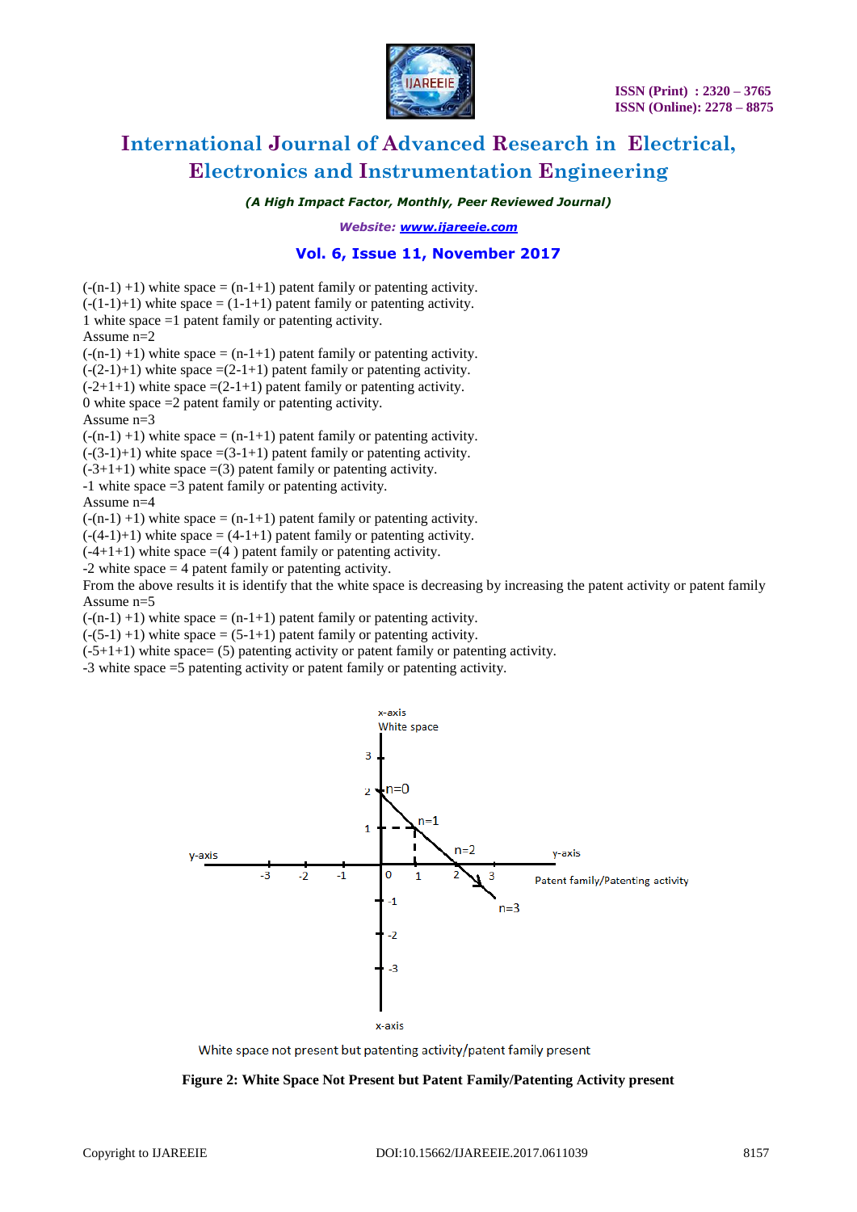(-(n-1) +1) white space = (n-1+1) patent family or patenting activity.
(-(1-1)+1) white space = (1-1+1) patent family or patenting activity.
1 white space =1 patent family or patenting activity.
Assume n=2
(-(n-1) +1) white space = (n-1+1) patent family or patenting activity.
(-(2-1)+1) white space =(2-1+1) patent family or patenting activity.
(-2+1+1) white space =(2-1+1) patent family or patenting activity.
0 white space =2 patent family or patenting activity.
Assume n=3
(-(n-1) +1) white space = (n-1+1) patent family or patenting activity.
(-(3-1)+1) white space =(3-1+1) patent family or patenting activity.
(-3+1+1) white space =(3) patent family or patenting activity.
-1 white space =3 patent family or patenting activity.
Assume n=4
(-(n-1) +1) white space = (n-1+1) patent family or patenting activity.
(-(4-1)+1) white space = (4-1+1) patent family or patenting activity.
(-4+1+1) white space =(4 ) patent family or patenting activity.
-2 white space = 4 patent family or patenting activity.
From the above results it is identify that the white space is decreasing by increasing the patent activity or patent family
Assume n=5
(-(n-1) +1) white space = (n-1+1) patent family or patenting activity.
(-(5-1) +1) white space = (5-1+1) patent family or patenting activity.
(-5+1+1) white space= (5) patenting activity or patent family or patenting activity.
-3 white space =5 patenting activity or patent family or patenting activity.

White space not present but patenting activity/patent family present

**Figure 2: White Space Not Present but Patent Family/Patenting Activity present**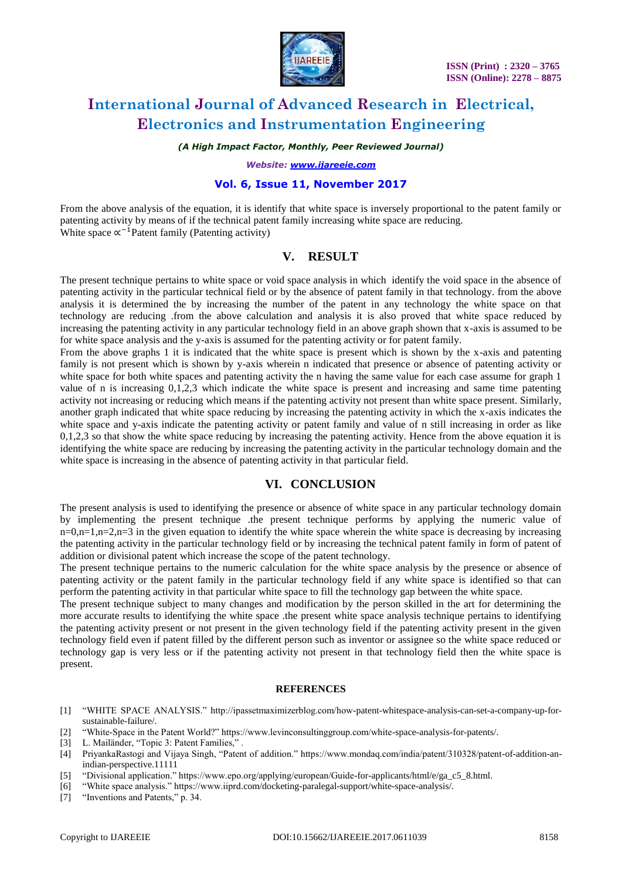From the above analysis of the equation, it is identify that white space is inversely proportional to the patent family or patenting activity by means of if the technical patent family increasing white space are reducing.
White space $\propto^{-1}$Patent family (Patenting activity)

## V. RESULT

The present technique pertains to white space or void space analysis in which identify the void space in the absence of patenting activity in the particular technical field or by the absence of patent family in that technology. from the above analysis it is determined the by increasing the number of the patent in any technology the white space on that technology are reducing .from the above calculation and analysis it is also proved that white space reduced by increasing the patenting activity in any particular technology field in an above graph shown that x-axis is assumed to be for white space analysis and the y-axis is assumed for the patenting activity or for patent family.
From the above graphs 1 it is indicated that the white space is present which is shown by the x-axis and patenting family is not present which is shown by y-axis wherein n indicated that presence or absence of patenting activity or white space for both white spaces and patenting activity the n having the same value for each case assume for graph 1 value of n is increasing 0,1,2,3 which indicate the white space is present and increasing and same time patenting activity not increasing or reducing which means if the patenting activity not present than white space present. Similarly, another graph indicated that white space reducing by increasing the patenting activity in which the x-axis indicates the white space and y-axis indicate the patenting activity or patent family and value of n still increasing in order as like 0,1,2,3 so that show the white space reducing by increasing the patenting activity. Hence from the above equation it is identifying the white space are reducing by increasing the patenting activity in the particular technology domain and the white space is increasing in the absence of patenting activity in that particular field.

## VI. CONCLUSION

The present analysis is used to identifying the presence or absence of white space in any particular technology domain by implementing the present technique .the present technique performs by applying the numeric value of n=0,n=1,n=2,n=3 in the given equation to identify the white space wherein the white space is decreasing by increasing the patenting activity in the particular technology field or by increasing the technical patent family in form of patent of addition or divisional patent which increase the scope of the patent technology.
The present technique pertains to the numeric calculation for the white space analysis by the presence or absence of patenting activity or the patent family in the particular technology field if any white space is identified so that can perform the patenting activity in that particular white space to fill the technology gap between the white space.
The present technique subject to many changes and modification by the person skilled in the art for determining the more accurate results to identifying the white space .the present white space analysis technique pertains to identifying the patenting activity present or not present in the given technology field if the patenting activity present in the given technology field even if patent filled by the different person such as inventor or assignee so the white space reduced or technology gap is very less or if the patenting activity not present in that technology field then the white space is present.

### REFERENCES

[1] "WHITE SPACE ANALYSIS." http://ipassetmaximizerblog.com/how-patent-whitespace-analysis-can-set-a-company-up-for-sustainable-failure/.
[2] "White-Space in the Patent World?" https://www.levinconsultinggroup.com/white-space-analysis-for-patents/.
[3] L. Mailänder, "Topic 3: Patent Families," .
[4] PriyankaRastogi and Vijaya Singh, "Patent of addition." https://www.mondaq.com/india/patent/310328/patent-of-addition-an-indian-perspective.11111
[5] "Divisional application." https://www.epo.org/applying/european/Guide-for-applicants/html/e/ga_c5_8.html.
[6] "White space analysis." https://www.iiprd.com/docketing-paralegal-support/white-space-analysis/.
[7] "Inventions and Patents," p. 34.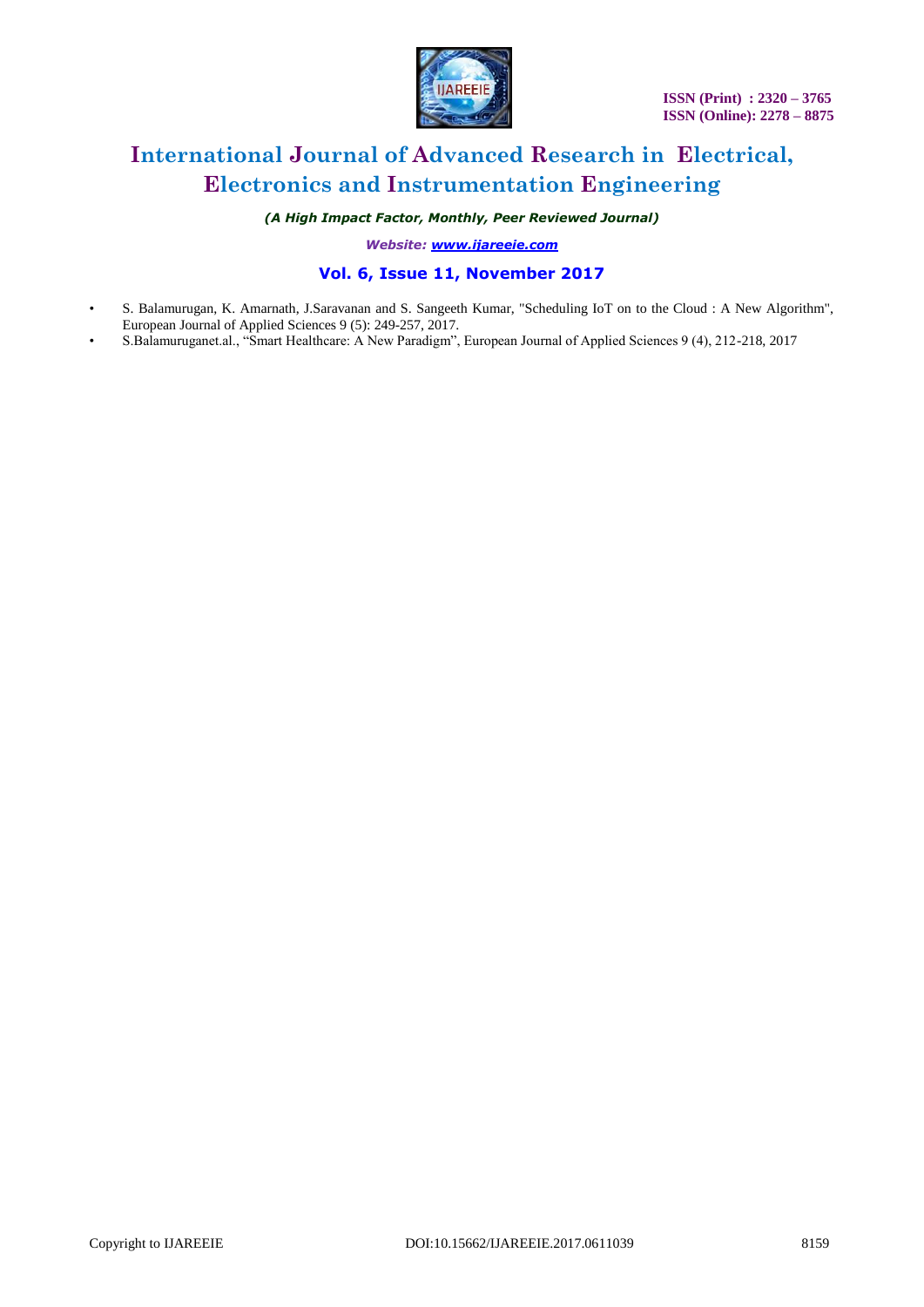- S. Balamurugan, K. Amarnath, J.Saravanan and S. Sangeeth Kumar, "Scheduling IoT on to the Cloud : A New Algorithm", European Journal of Applied Sciences 9 (5): 249-257, 2017.
- S.Balamuruganet.al., "Smart Healthcare: A New Paradigm", European Journal of Applied Sciences 9 (4), 212-218, 2017